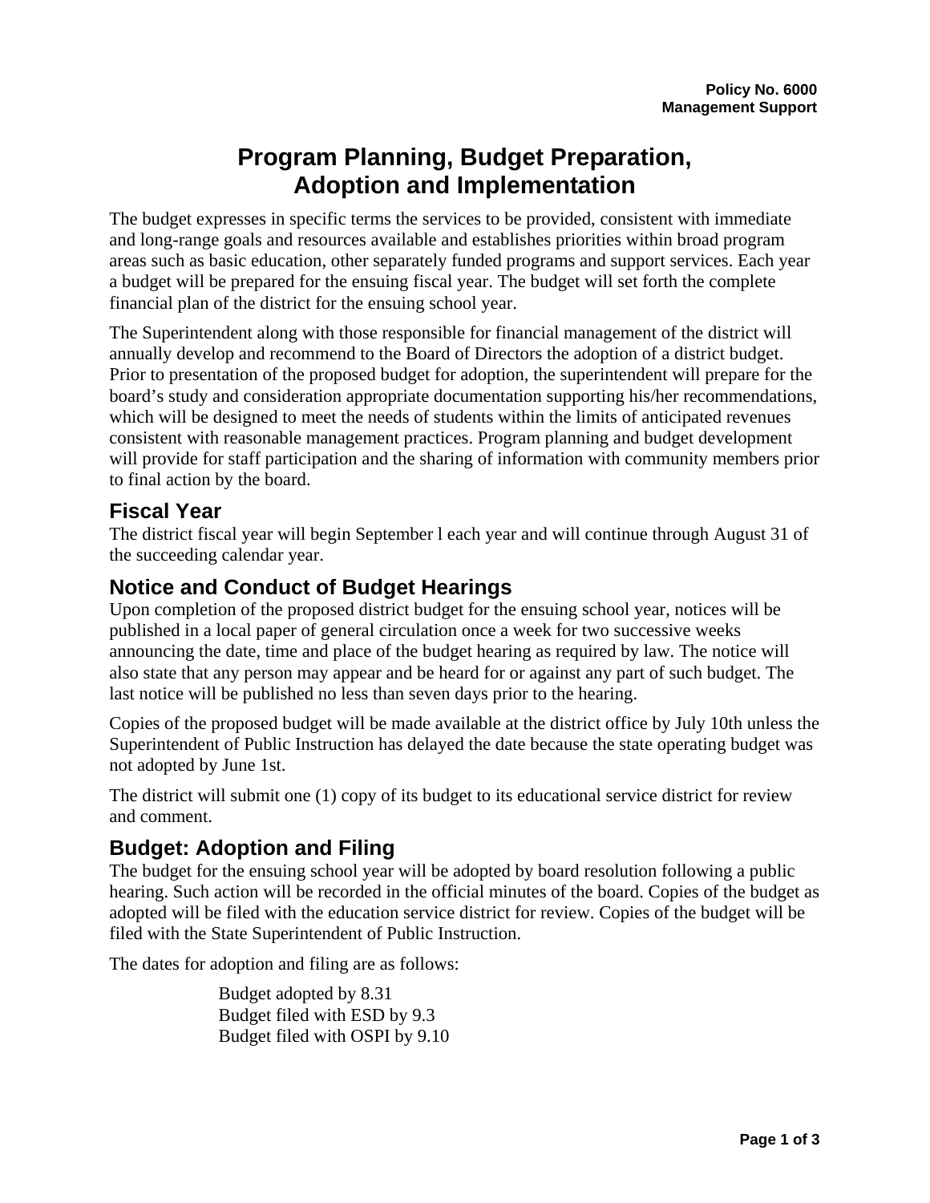**Policy No. 6000**
**Management Support**

# Program Planning, Budget Preparation, Adoption and Implementation

The budget expresses in specific terms the services to be provided, consistent with immediate and long-range goals and resources available and establishes priorities within broad program areas such as basic education, other separately funded programs and support services. Each year a budget will be prepared for the ensuing fiscal year. The budget will set forth the complete financial plan of the district for the ensuing school year.

The Superintendent along with those responsible for financial management of the district will annually develop and recommend to the Board of Directors the adoption of a district budget. Prior to presentation of the proposed budget for adoption, the superintendent will prepare for the board's study and consideration appropriate documentation supporting his/her recommendations, which will be designed to meet the needs of students within the limits of anticipated revenues consistent with reasonable management practices. Program planning and budget development will provide for staff participation and the sharing of information with community members prior to final action by the board.

## Fiscal Year

The district fiscal year will begin September l each year and will continue through August 31 of the succeeding calendar year.

## Notice and Conduct of Budget Hearings

Upon completion of the proposed district budget for the ensuing school year, notices will be published in a local paper of general circulation once a week for two successive weeks announcing the date, time and place of the budget hearing as required by law. The notice will also state that any person may appear and be heard for or against any part of such budget. The last notice will be published no less than seven days prior to the hearing.

Copies of the proposed budget will be made available at the district office by July 10th unless the Superintendent of Public Instruction has delayed the date because the state operating budget was not adopted by June 1st.

The district will submit one (1) copy of its budget to its educational service district for review and comment.

## Budget: Adoption and Filing

The budget for the ensuing school year will be adopted by board resolution following a public hearing. Such action will be recorded in the official minutes of the board. Copies of the budget as adopted will be filed with the education service district for review. Copies of the budget will be filed with the State Superintendent of Public Instruction.

The dates for adoption and filing are as follows:

Budget adopted by 8.31
Budget filed with ESD by 9.3
Budget filed with OSPI by 9.10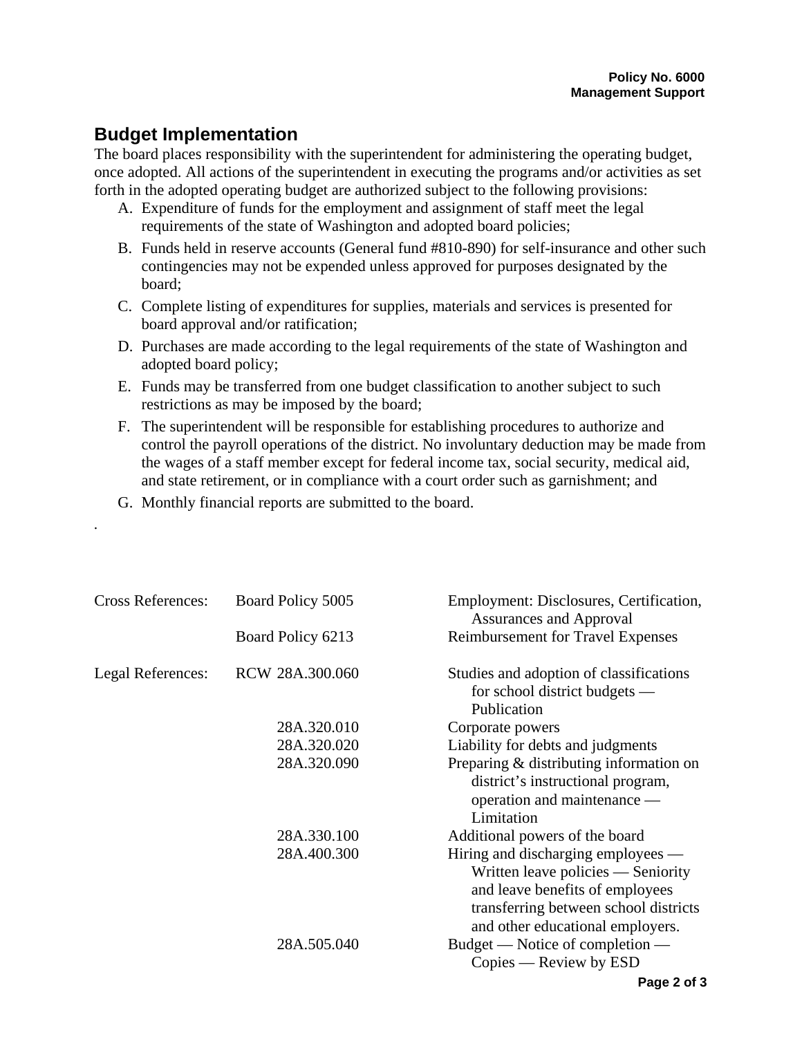# Budget Implementation

The board places responsibility with the superintendent for administering the operating budget, once adopted. All actions of the superintendent in executing the programs and/or activities as set forth in the adopted operating budget are authorized subject to the following provisions:

A. Expenditure of funds for the employment and assignment of staff meet the legal requirements of the state of Washington and adopted board policies;
B. Funds held in reserve accounts (General fund #810-890) for self-insurance and other such contingencies may not be expended unless approved for purposes designated by the board;
C. Complete listing of expenditures for supplies, materials and services is presented for board approval and/or ratification;
D. Purchases are made according to the legal requirements of the state of Washington and adopted board policy;
E. Funds may be transferred from one budget classification to another subject to such restrictions as may be imposed by the board;
F. The superintendent will be responsible for establishing procedures to authorize and control the payroll operations of the district. No involuntary deduction may be made from the wages of a staff member except for federal income tax, social security, medical aid, and state retirement, or in compliance with a court order such as garnishment; and
G. Monthly financial reports are submitted to the board.

.

| | | |
|---|---|---|
| Cross References: | Board Policy 5005 | Employment: Disclosures, Certification, Assurances and Approval |
| | Board Policy 6213 | Reimbursement for Travel Expenses |
| Legal References: | RCW 28A.300.060 | Studies and adoption of classifications for school district budgets — Publication |
| | 28A.320.010 | Corporate powers |
| | 28A.320.020 | Liability for debts and judgments |
| | 28A.320.090 | Preparing & distributing information on district's instructional program, operation and maintenance — Limitation |
| | 28A.330.100 | Additional powers of the board |
| | 28A.400.300 | Hiring and discharging employees — Written leave policies — Seniority and leave benefits of employees transferring between school districts and other educational employers. |
| | 28A.505.040 | Budget — Notice of completion — Copies — Review by ESD |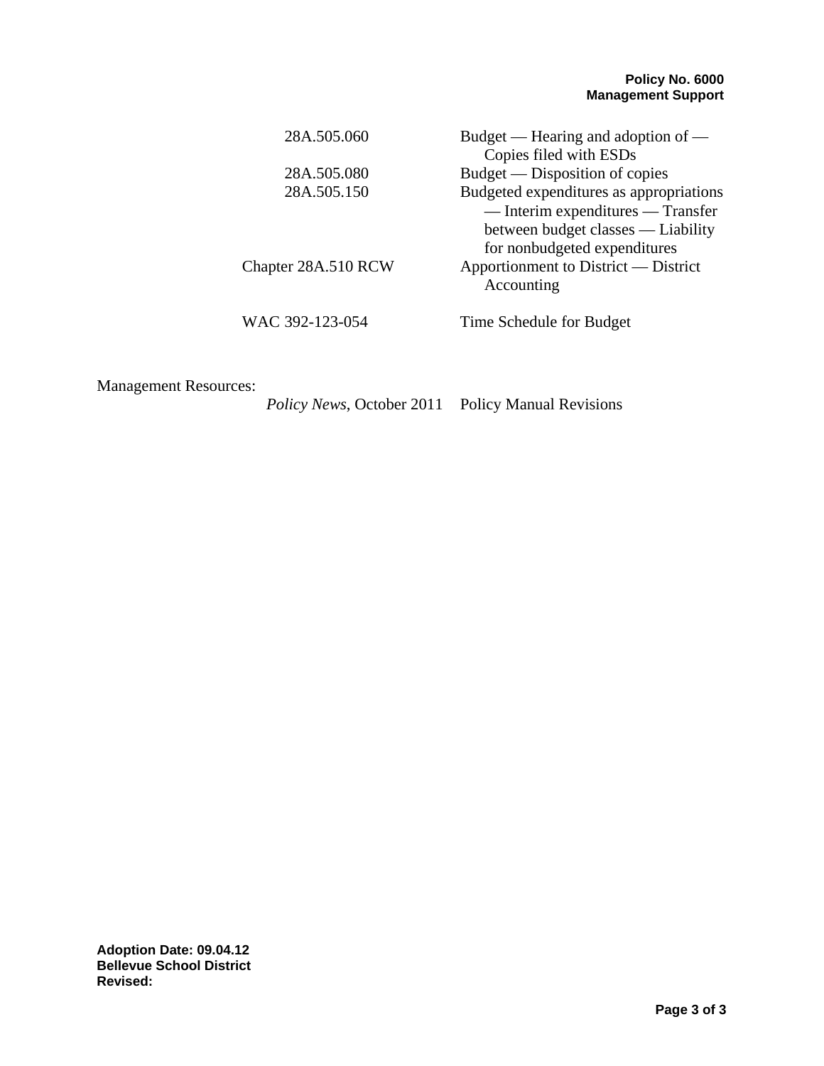| | |
|---|---|
| 28A.505.060 | Budget — Hearing and adoption of — Copies filed with ESDs |
| 28A.505.080 | Budget — Disposition of copies |
| 28A.505.150 | Budgeted expenditures as appropriations — Interim expenditures — Transfer between budget classes — Liability for nonbudgeted expenditures |
| Chapter 28A.510 RCW | Apportionment to District — District Accounting |
| WAC 392-123-054 | Time Schedule for Budget |

Management Resources:

| | |
|---|---|
| *Policy News*, October 2011 | Policy Manual Revisions |

**Adoption Date: 09.04.12**
**Bellevue School District**
**Revised:**